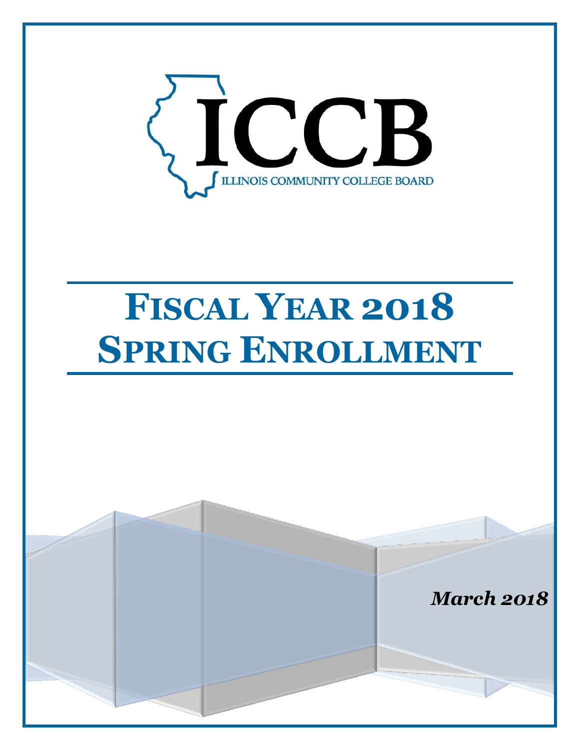ICCB

ILLINOIS COMMUNITY COLLEGE BOARD

# Fiscal Year 2018 Spring Enrollment

***March 2018***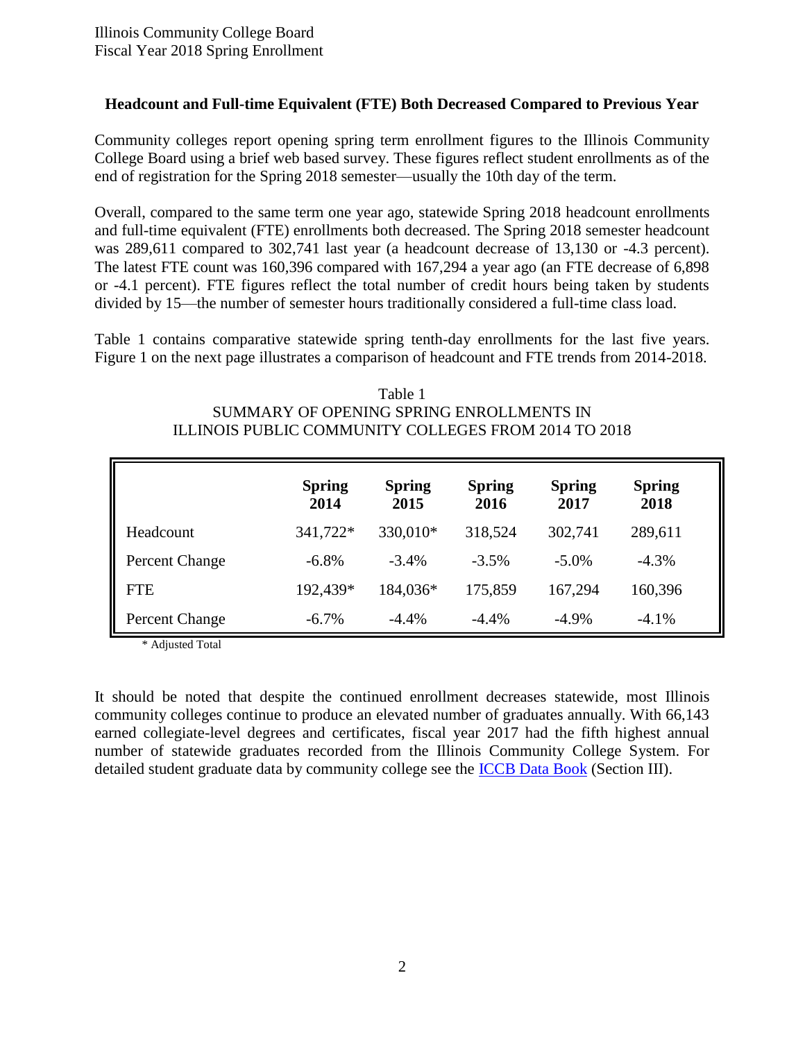**Headcount and Full-time Equivalent (FTE) Both Decreased Compared to Previous Year**

Community colleges report opening spring term enrollment figures to the Illinois Community College Board using a brief web based survey. These figures reflect student enrollments as of the end of registration for the Spring 2018 semester—usually the 10th day of the term.

Overall, compared to the same term one year ago, statewide Spring 2018 headcount enrollments and full-time equivalent (FTE) enrollments both decreased. The Spring 2018 semester headcount was 289,611 compared to 302,741 last year (a headcount decrease of 13,130 or -4.3 percent). The latest FTE count was 160,396 compared with 167,294 a year ago (an FTE decrease of 6,898 or -4.1 percent). FTE figures reflect the total number of credit hours being taken by students divided by 15—the number of semester hours traditionally considered a full-time class load.

Table 1 contains comparative statewide spring tenth-day enrollments for the last five years. Figure 1 on the next page illustrates a comparison of headcount and FTE trends from 2014-2018.

Table 1
SUMMARY OF OPENING SPRING ENROLLMENTS IN ILLINOIS PUBLIC COMMUNITY COLLEGES FROM 2014 TO 2018

| | **Spring 2014** | **Spring 2015** | **Spring 2016** | **Spring 2017** | **Spring 2018** |
|---|---|---|---|---|---|
| Headcount | 341,722* | 330,010* | 318,524 | 302,741 | 289,611 |
| Percent Change | -6.8% | -3.4% | -3.5% | -5.0% | -4.3% |
| FTE | 192,439* | 184,036* | 175,859 | 167,294 | 160,396 |
| Percent Change | -6.7% | -4.4% | -4.4% | -4.9% | -4.1% |

\* Adjusted Total

It should be noted that despite the continued enrollment decreases statewide, most Illinois community colleges continue to produce an elevated number of graduates annually. With 66,143 earned collegiate-level degrees and certificates, fiscal year 2017 had the fifth highest annual number of statewide graduates recorded from the Illinois Community College System. For detailed student graduate data by community college see the ICCB Data Book (Section III).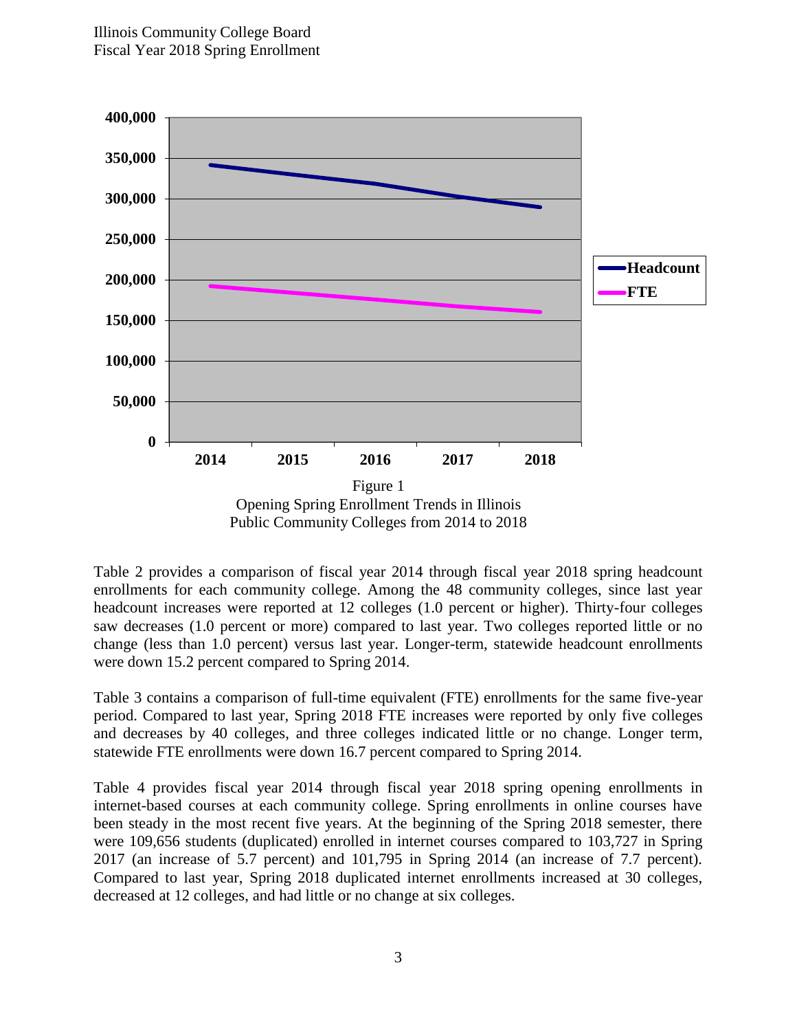Figure 1
Opening Spring Enrollment Trends in Illinois Public Community Colleges from 2014 to 2018

Table 2 provides a comparison of fiscal year 2014 through fiscal year 2018 spring headcount enrollments for each community college. Among the 48 community colleges, since last year headcount increases were reported at 12 colleges (1.0 percent or higher). Thirty-four colleges saw decreases (1.0 percent or more) compared to last year. Two colleges reported little or no change (less than 1.0 percent) versus last year. Longer-term, statewide headcount enrollments were down 15.2 percent compared to Spring 2014.

Table 3 contains a comparison of full-time equivalent (FTE) enrollments for the same five-year period. Compared to last year, Spring 2018 FTE increases were reported by only five colleges and decreases by 40 colleges, and three colleges indicated little or no change. Longer term, statewide FTE enrollments were down 16.7 percent compared to Spring 2014.

Table 4 provides fiscal year 2014 through fiscal year 2018 spring opening enrollments in internet-based courses at each community college. Spring enrollments in online courses have been steady in the most recent five years. At the beginning of the Spring 2018 semester, there were 109,656 students (duplicated) enrolled in internet courses compared to 103,727 in Spring 2017 (an increase of 5.7 percent) and 101,795 in Spring 2014 (an increase of 7.7 percent). Compared to last year, Spring 2018 duplicated internet enrollments increased at 30 colleges, decreased at 12 colleges, and had little or no change at six colleges.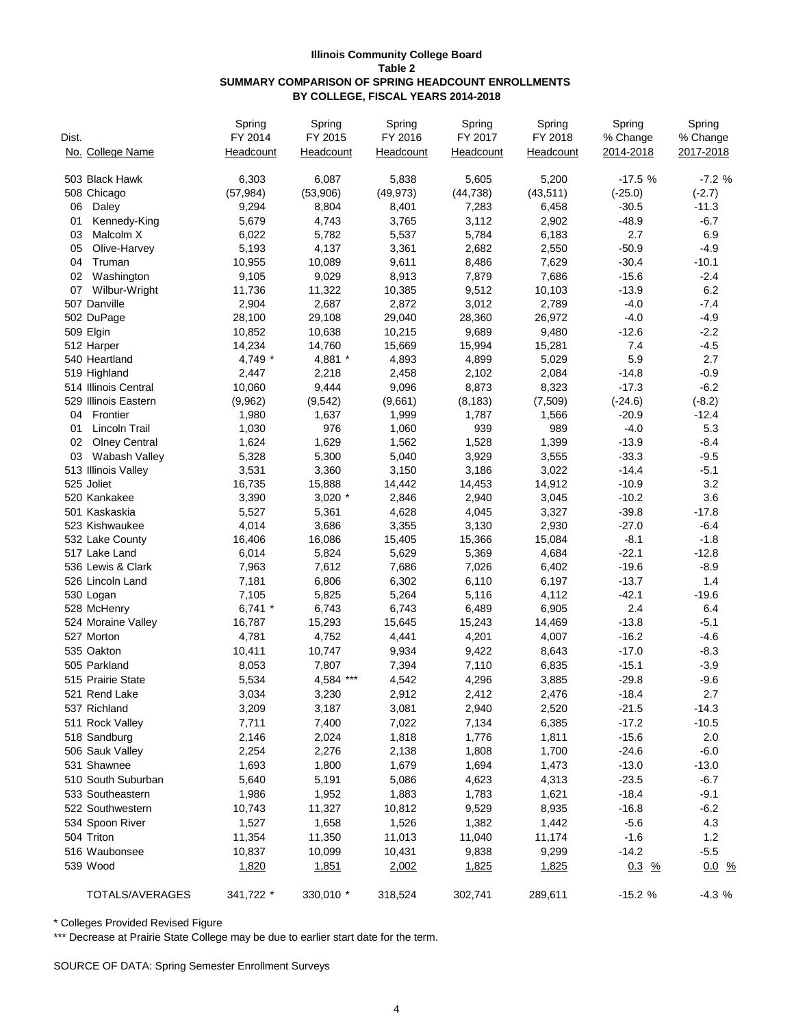**Illinois Community College Board**
**Table 2**
**SUMMARY COMPARISON OF SPRING HEADCOUNT ENROLLMENTS**
**BY COLLEGE, FISCAL YEARS 2014-2018**

| Dist. No. | College Name | Spring FY 2014 Headcount | Spring FY 2015 Headcount | Spring FY 2016 Headcount | Spring FY 2017 Headcount | Spring FY 2018 Headcount | Spring % Change 2014-2018 | Spring % Change 2017-2018 |
|---|---|---|---|---|---|---|---|---|
| 503 | Black Hawk | 6,303 | 6,087 | 5,838 | 5,605 | 5,200 | -17.5 % | -7.2 % |
| 508 | Chicago | (57,984) | (53,906) | (49,973) | (44,738) | (43,511) | (-25.0) | (-2.7) |
| 06 | Daley | 9,294 | 8,804 | 8,401 | 7,283 | 6,458 | -30.5 | -11.3 |
| 01 | Kennedy-King | 5,679 | 4,743 | 3,765 | 3,112 | 2,902 | -48.9 | -6.7 |
| 03 | Malcolm X | 6,022 | 5,782 | 5,537 | 5,784 | 6,183 | 2.7 | 6.9 |
| 05 | Olive-Harvey | 5,193 | 4,137 | 3,361 | 2,682 | 2,550 | -50.9 | -4.9 |
| 04 | Truman | 10,955 | 10,089 | 9,611 | 8,486 | 7,629 | -30.4 | -10.1 |
| 02 | Washington | 9,105 | 9,029 | 8,913 | 7,879 | 7,686 | -15.6 | -2.4 |
| 07 | Wilbur-Wright | 11,736 | 11,322 | 10,385 | 9,512 | 10,103 | -13.9 | 6.2 |
| 507 | Danville | 2,904 | 2,687 | 2,872 | 3,012 | 2,789 | -4.0 | -7.4 |
| 502 | DuPage | 28,100 | 29,108 | 29,040 | 28,360 | 26,972 | -4.0 | -4.9 |
| 509 | Elgin | 10,852 | 10,638 | 10,215 | 9,689 | 9,480 | -12.6 | -2.2 |
| 512 | Harper | 14,234 | 14,760 | 15,669 | 15,994 | 15,281 | 7.4 | -4.5 |
| 540 | Heartland | 4,749 * | 4,881 * | 4,893 | 4,899 | 5,029 | 5.9 | 2.7 |
| 519 | Highland | 2,447 | 2,218 | 2,458 | 2,102 | 2,084 | -14.8 | -0.9 |
| 514 | Illinois Central | 10,060 | 9,444 | 9,096 | 8,873 | 8,323 | -17.3 | -6.2 |
| 529 | Illinois Eastern | (9,962) | (9,542) | (9,661) | (8,183) | (7,509) | (-24.6) | (-8.2) |
| 04 | Frontier | 1,980 | 1,637 | 1,999 | 1,787 | 1,566 | -20.9 | -12.4 |
| 01 | Lincoln Trail | 1,030 | 976 | 1,060 | 939 | 989 | -4.0 | 5.3 |
| 02 | Olney Central | 1,624 | 1,629 | 1,562 | 1,528 | 1,399 | -13.9 | -8.4 |
| 03 | Wabash Valley | 5,328 | 5,300 | 5,040 | 3,929 | 3,555 | -33.3 | -9.5 |
| 513 | Illinois Valley | 3,531 | 3,360 | 3,150 | 3,186 | 3,022 | -14.4 | -5.1 |
| 525 | Joliet | 16,735 | 15,888 | 14,442 | 14,453 | 14,912 | -10.9 | 3.2 |
| 520 | Kankakee | 3,390 | 3,020 * | 2,846 | 2,940 | 3,045 | -10.2 | 3.6 |
| 501 | Kaskaskia | 5,527 | 5,361 | 4,628 | 4,045 | 3,327 | -39.8 | -17.8 |
| 523 | Kishwaukee | 4,014 | 3,686 | 3,355 | 3,130 | 2,930 | -27.0 | -6.4 |
| 532 | Lake County | 16,406 | 16,086 | 15,405 | 15,366 | 15,084 | -8.1 | -1.8 |
| 517 | Lake Land | 6,014 | 5,824 | 5,629 | 5,369 | 4,684 | -22.1 | -12.8 |
| 536 | Lewis & Clark | 7,963 | 7,612 | 7,686 | 7,026 | 6,402 | -19.6 | -8.9 |
| 526 | Lincoln Land | 7,181 | 6,806 | 6,302 | 6,110 | 6,197 | -13.7 | 1.4 |
| 530 | Logan | 7,105 | 5,825 | 5,264 | 5,116 | 4,112 | -42.1 | -19.6 |
| 528 | McHenry | 6,741 * | 6,743 | 6,743 | 6,489 | 6,905 | 2.4 | 6.4 |
| 524 | Moraine Valley | 16,787 | 15,293 | 15,645 | 15,243 | 14,469 | -13.8 | -5.1 |
| 527 | Morton | 4,781 | 4,752 | 4,441 | 4,201 | 4,007 | -16.2 | -4.6 |
| 535 | Oakton | 10,411 | 10,747 | 9,934 | 9,422 | 8,643 | -17.0 | -8.3 |
| 505 | Parkland | 8,053 | 7,807 | 7,394 | 7,110 | 6,835 | -15.1 | -3.9 |
| 515 | Prairie State | 5,534 | 4,584 *** | 4,542 | 4,296 | 3,885 | -29.8 | -9.6 |
| 521 | Rend Lake | 3,034 | 3,230 | 2,912 | 2,412 | 2,476 | -18.4 | 2.7 |
| 537 | Richland | 3,209 | 3,187 | 3,081 | 2,940 | 2,520 | -21.5 | -14.3 |
| 511 | Rock Valley | 7,711 | 7,400 | 7,022 | 7,134 | 6,385 | -17.2 | -10.5 |
| 518 | Sandburg | 2,146 | 2,024 | 1,818 | 1,776 | 1,811 | -15.6 | 2.0 |
| 506 | Sauk Valley | 2,254 | 2,276 | 2,138 | 1,808 | 1,700 | -24.6 | -6.0 |
| 531 | Shawnee | 1,693 | 1,800 | 1,679 | 1,694 | 1,473 | -13.0 | -13.0 |
| 510 | South Suburban | 5,640 | 5,191 | 5,086 | 4,623 | 4,313 | -23.5 | -6.7 |
| 533 | Southeastern | 1,986 | 1,952 | 1,883 | 1,783 | 1,621 | -18.4 | -9.1 |
| 522 | Southwestern | 10,743 | 11,327 | 10,812 | 9,529 | 8,935 | -16.8 | -6.2 |
| 534 | Spoon River | 1,527 | 1,658 | 1,526 | 1,382 | 1,442 | -5.6 | 4.3 |
| 504 | Triton | 11,354 | 11,350 | 11,013 | 11,040 | 11,174 | -1.6 | 1.2 |
| 516 | Waubonsee | 10,837 | 10,099 | 10,431 | 9,838 | 9,299 | -14.2 | -5.5 |
| 539 | Wood | 1,820 | 1,851 | 2,002 | 1,825 | 1,825 | 0.3 % | 0.0 % |
| | TOTALS/AVERAGES | 341,722 * | 330,010 * | 318,524 | 302,741 | 289,611 | -15.2 % | -4.3 % |

* Colleges Provided Revised Figure

*** Decrease at Prairie State College may be due to earlier start date for the term.

SOURCE OF DATA: Spring Semester Enrollment Surveys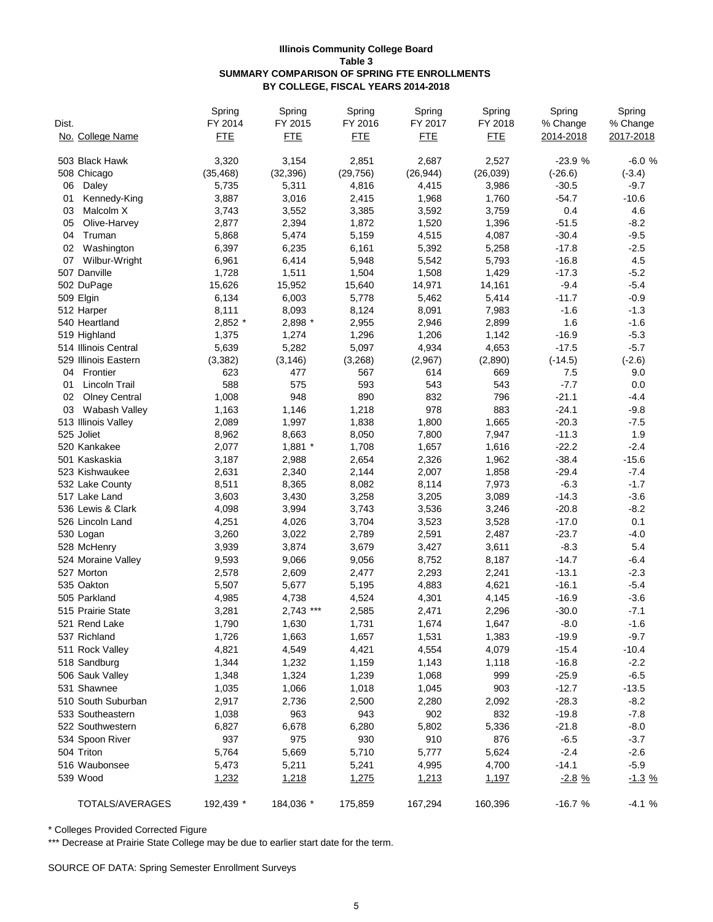**Illinois Community College Board**
**Table 3**
**SUMMARY COMPARISON OF SPRING FTE ENROLLMENTS**
**BY COLLEGE, FISCAL YEARS 2014-2018**

| Dist. No. | College Name | Spring FY 2014 FTE | Spring FY 2015 FTE | Spring FY 2016 FTE | Spring FY 2017 FTE | Spring FY 2018 FTE | Spring % Change 2014-2018 | Spring % Change 2017-2018 |
|---|---|---|---|---|---|---|---|---|
| 503 | Black Hawk | 3,320 | 3,154 | 2,851 | 2,687 | 2,527 | -23.9 % | -6.0 % |
| 508 | Chicago | (35,468) | (32,396) | (29,756) | (26,944) | (26,039) | (-26.6) | (-3.4) |
| 06 | Daley | 5,735 | 5,311 | 4,816 | 4,415 | 3,986 | -30.5 | -9.7 |
| 01 | Kennedy-King | 3,887 | 3,016 | 2,415 | 1,968 | 1,760 | -54.7 | -10.6 |
| 03 | Malcolm X | 3,743 | 3,552 | 3,385 | 3,592 | 3,759 | 0.4 | 4.6 |
| 05 | Olive-Harvey | 2,877 | 2,394 | 1,872 | 1,520 | 1,396 | -51.5 | -8.2 |
| 04 | Truman | 5,868 | 5,474 | 5,159 | 4,515 | 4,087 | -30.4 | -9.5 |
| 02 | Washington | 6,397 | 6,235 | 6,161 | 5,392 | 5,258 | -17.8 | -2.5 |
| 07 | Wilbur-Wright | 6,961 | 6,414 | 5,948 | 5,542 | 5,793 | -16.8 | 4.5 |
| 507 | Danville | 1,728 | 1,511 | 1,504 | 1,508 | 1,429 | -17.3 | -5.2 |
| 502 | DuPage | 15,626 | 15,952 | 15,640 | 14,971 | 14,161 | -9.4 | -5.4 |
| 509 | Elgin | 6,134 | 6,003 | 5,778 | 5,462 | 5,414 | -11.7 | -0.9 |
| 512 | Harper | 8,111 | 8,093 | 8,124 | 8,091 | 7,983 | -1.6 | -1.3 |
| 540 | Heartland | 2,852 * | 2,898 * | 2,955 | 2,946 | 2,899 | 1.6 | -1.6 |
| 519 | Highland | 1,375 | 1,274 | 1,296 | 1,206 | 1,142 | -16.9 | -5.3 |
| 514 | Illinois Central | 5,639 | 5,282 | 5,097 | 4,934 | 4,653 | -17.5 | -5.7 |
| 529 | Illinois Eastern | (3,382) | (3,146) | (3,268) | (2,967) | (2,890) | (-14.5) | (-2.6) |
| 04 | Frontier | 623 | 477 | 567 | 614 | 669 | 7.5 | 9.0 |
| 01 | Lincoln Trail | 588 | 575 | 593 | 543 | 543 | -7.7 | 0.0 |
| 02 | Olney Central | 1,008 | 948 | 890 | 832 | 796 | -21.1 | -4.4 |
| 03 | Wabash Valley | 1,163 | 1,146 | 1,218 | 978 | 883 | -24.1 | -9.8 |
| 513 | Illinois Valley | 2,089 | 1,997 | 1,838 | 1,800 | 1,665 | -20.3 | -7.5 |
| 525 | Joliet | 8,962 | 8,663 | 8,050 | 7,800 | 7,947 | -11.3 | 1.9 |
| 520 | Kankakee | 2,077 | 1,881 * | 1,708 | 1,657 | 1,616 | -22.2 | -2.4 |
| 501 | Kaskaskia | 3,187 | 2,988 | 2,654 | 2,326 | 1,962 | -38.4 | -15.6 |
| 523 | Kishwaukee | 2,631 | 2,340 | 2,144 | 2,007 | 1,858 | -29.4 | -7.4 |
| 532 | Lake County | 8,511 | 8,365 | 8,082 | 8,114 | 7,973 | -6.3 | -1.7 |
| 517 | Lake Land | 3,603 | 3,430 | 3,258 | 3,205 | 3,089 | -14.3 | -3.6 |
| 536 | Lewis & Clark | 4,098 | 3,994 | 3,743 | 3,536 | 3,246 | -20.8 | -8.2 |
| 526 | Lincoln Land | 4,251 | 4,026 | 3,704 | 3,523 | 3,528 | -17.0 | 0.1 |
| 530 | Logan | 3,260 | 3,022 | 2,789 | 2,591 | 2,487 | -23.7 | -4.0 |
| 528 | McHenry | 3,939 | 3,874 | 3,679 | 3,427 | 3,611 | -8.3 | 5.4 |
| 524 | Moraine Valley | 9,593 | 9,066 | 9,056 | 8,752 | 8,187 | -14.7 | -6.4 |
| 527 | Morton | 2,578 | 2,609 | 2,477 | 2,293 | 2,241 | -13.1 | -2.3 |
| 535 | Oakton | 5,507 | 5,677 | 5,195 | 4,883 | 4,621 | -16.1 | -5.4 |
| 505 | Parkland | 4,985 | 4,738 | 4,524 | 4,301 | 4,145 | -16.9 | -3.6 |
| 515 | Prairie State | 3,281 | 2,743 *** | 2,585 | 2,471 | 2,296 | -30.0 | -7.1 |
| 521 | Rend Lake | 1,790 | 1,630 | 1,731 | 1,674 | 1,647 | -8.0 | -1.6 |
| 537 | Richland | 1,726 | 1,663 | 1,657 | 1,531 | 1,383 | -19.9 | -9.7 |
| 511 | Rock Valley | 4,821 | 4,549 | 4,421 | 4,554 | 4,079 | -15.4 | -10.4 |
| 518 | Sandburg | 1,344 | 1,232 | 1,159 | 1,143 | 1,118 | -16.8 | -2.2 |
| 506 | Sauk Valley | 1,348 | 1,324 | 1,239 | 1,068 | 999 | -25.9 | -6.5 |
| 531 | Shawnee | 1,035 | 1,066 | 1,018 | 1,045 | 903 | -12.7 | -13.5 |
| 510 | South Suburban | 2,917 | 2,736 | 2,500 | 2,280 | 2,092 | -28.3 | -8.2 |
| 533 | Southeastern | 1,038 | 963 | 943 | 902 | 832 | -19.8 | -7.8 |
| 522 | Southwestern | 6,827 | 6,678 | 6,280 | 5,802 | 5,336 | -21.8 | -8.0 |
| 534 | Spoon River | 937 | 975 | 930 | 910 | 876 | -6.5 | -3.7 |
| 504 | Triton | 5,764 | 5,669 | 5,710 | 5,777 | 5,624 | -2.4 | -2.6 |
| 516 | Waubonsee | 5,473 | 5,211 | 5,241 | 4,995 | 4,700 | -14.1 | -5.9 |
| 539 | Wood | 1,232 | 1,218 | 1,275 | 1,213 | 1,197 | -2.8 % | -1.3 % |
| | TOTALS/AVERAGES | 192,439 * | 184,036 * | 175,859 | 167,294 | 160,396 | -16.7 % | -4.1 % |

\* Colleges Provided Corrected Figure

\*\*\* Decrease at Prairie State College may be due to earlier start date for the term.

SOURCE OF DATA: Spring Semester Enrollment Surveys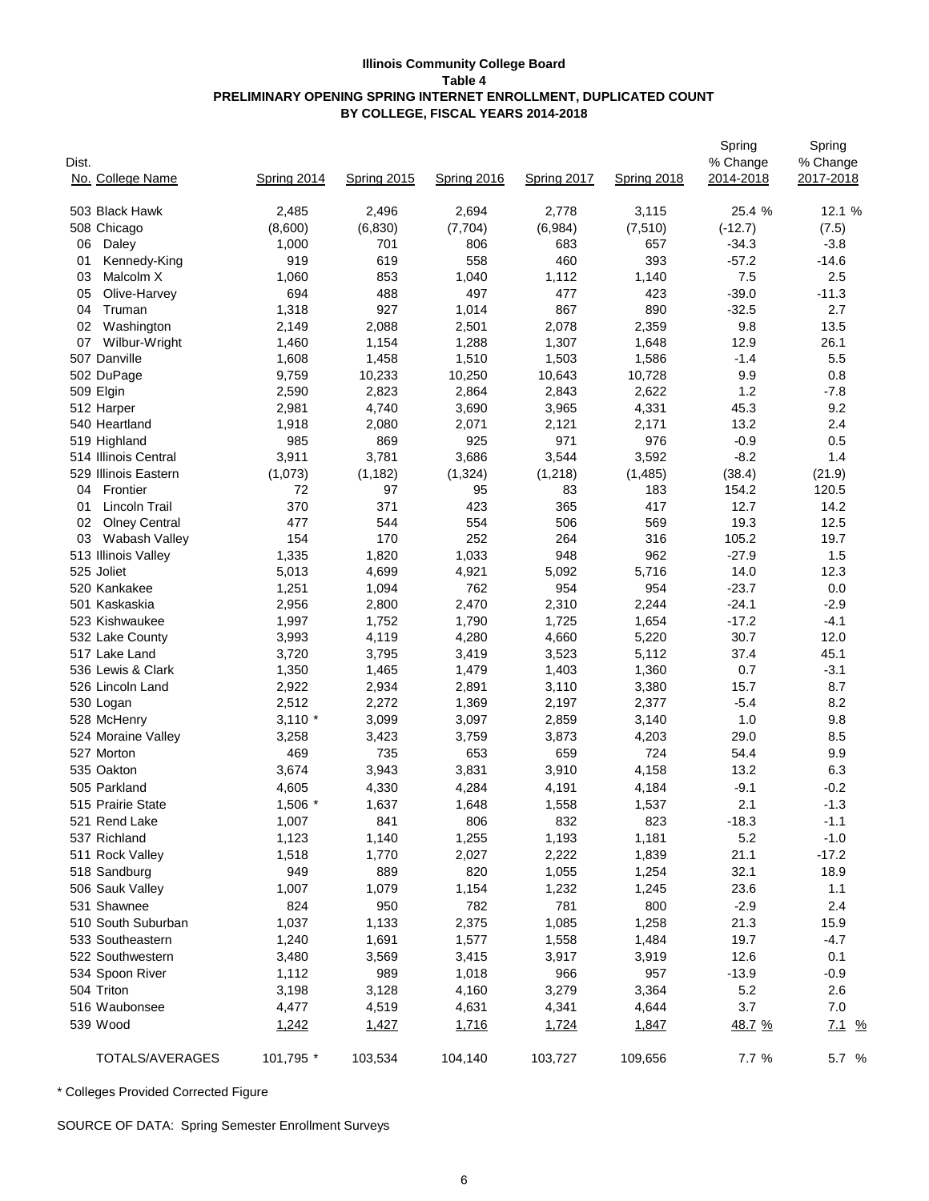**Illinois Community College Board**
**Table 4**
**PRELIMINARY OPENING SPRING INTERNET ENROLLMENT, DUPLICATED COUNT**
**BY COLLEGE, FISCAL YEARS 2014-2018**

| Dist. No. | College Name | Spring 2014 | Spring 2015 | Spring 2016 | Spring 2017 | Spring 2018 | Spring % Change 2014-2018 | Spring % Change 2017-2018 |
|---|---|---|---|---|---|---|---|---|
| 503 | Black Hawk | 2,485 | 2,496 | 2,694 | 2,778 | 3,115 | 25.4 % | 12.1 % |
| 508 | Chicago | (8,600) | (6,830) | (7,704) | (6,984) | (7,510) | (-12.7) | (7.5) |
| 06 | Daley | 1,000 | 701 | 806 | 683 | 657 | -34.3 | -3.8 |
| 01 | Kennedy-King | 919 | 619 | 558 | 460 | 393 | -57.2 | -14.6 |
| 03 | Malcolm X | 1,060 | 853 | 1,040 | 1,112 | 1,140 | 7.5 | 2.5 |
| 05 | Olive-Harvey | 694 | 488 | 497 | 477 | 423 | -39.0 | -11.3 |
| 04 | Truman | 1,318 | 927 | 1,014 | 867 | 890 | -32.5 | 2.7 |
| 02 | Washington | 2,149 | 2,088 | 2,501 | 2,078 | 2,359 | 9.8 | 13.5 |
| 07 | Wilbur-Wright | 1,460 | 1,154 | 1,288 | 1,307 | 1,648 | 12.9 | 26.1 |
| 507 | Danville | 1,608 | 1,458 | 1,510 | 1,503 | 1,586 | -1.4 | 5.5 |
| 502 | DuPage | 9,759 | 10,233 | 10,250 | 10,643 | 10,728 | 9.9 | 0.8 |
| 509 | Elgin | 2,590 | 2,823 | 2,864 | 2,843 | 2,622 | 1.2 | -7.8 |
| 512 | Harper | 2,981 | 4,740 | 3,690 | 3,965 | 4,331 | 45.3 | 9.2 |
| 540 | Heartland | 1,918 | 2,080 | 2,071 | 2,121 | 2,171 | 13.2 | 2.4 |
| 519 | Highland | 985 | 869 | 925 | 971 | 976 | -0.9 | 0.5 |
| 514 | Illinois Central | 3,911 | 3,781 | 3,686 | 3,544 | 3,592 | -8.2 | 1.4 |
| 529 | Illinois Eastern | (1,073) | (1,182) | (1,324) | (1,218) | (1,485) | (38.4) | (21.9) |
| 04 | Frontier | 72 | 97 | 95 | 83 | 183 | 154.2 | 120.5 |
| 01 | Lincoln Trail | 370 | 371 | 423 | 365 | 417 | 12.7 | 14.2 |
| 02 | Olney Central | 477 | 544 | 554 | 506 | 569 | 19.3 | 12.5 |
| 03 | Wabash Valley | 154 | 170 | 252 | 264 | 316 | 105.2 | 19.7 |
| 513 | Illinois Valley | 1,335 | 1,820 | 1,033 | 948 | 962 | -27.9 | 1.5 |
| 525 | Joliet | 5,013 | 4,699 | 4,921 | 5,092 | 5,716 | 14.0 | 12.3 |
| 520 | Kankakee | 1,251 | 1,094 | 762 | 954 | 954 | -23.7 | 0.0 |
| 501 | Kaskaskia | 2,956 | 2,800 | 2,470 | 2,310 | 2,244 | -24.1 | -2.9 |
| 523 | Kishwaukee | 1,997 | 1,752 | 1,790 | 1,725 | 1,654 | -17.2 | -4.1 |
| 532 | Lake County | 3,993 | 4,119 | 4,280 | 4,660 | 5,220 | 30.7 | 12.0 |
| 517 | Lake Land | 3,720 | 3,795 | 3,419 | 3,523 | 5,112 | 37.4 | 45.1 |
| 536 | Lewis & Clark | 1,350 | 1,465 | 1,479 | 1,403 | 1,360 | 0.7 | -3.1 |
| 526 | Lincoln Land | 2,922 | 2,934 | 2,891 | 3,110 | 3,380 | 15.7 | 8.7 |
| 530 | Logan | 2,512 | 2,272 | 1,369 | 2,197 | 2,377 | -5.4 | 8.2 |
| 528 | McHenry | 3,110 * | 3,099 | 3,097 | 2,859 | 3,140 | 1.0 | 9.8 |
| 524 | Moraine Valley | 3,258 | 3,423 | 3,759 | 3,873 | 4,203 | 29.0 | 8.5 |
| 527 | Morton | 469 | 735 | 653 | 659 | 724 | 54.4 | 9.9 |
| 535 | Oakton | 3,674 | 3,943 | 3,831 | 3,910 | 4,158 | 13.2 | 6.3 |
| 505 | Parkland | 4,605 | 4,330 | 4,284 | 4,191 | 4,184 | -9.1 | -0.2 |
| 515 | Prairie State | 1,506 * | 1,637 | 1,648 | 1,558 | 1,537 | 2.1 | -1.3 |
| 521 | Rend Lake | 1,007 | 841 | 806 | 832 | 823 | -18.3 | -1.1 |
| 537 | Richland | 1,123 | 1,140 | 1,255 | 1,193 | 1,181 | 5.2 | -1.0 |
| 511 | Rock Valley | 1,518 | 1,770 | 2,027 | 2,222 | 1,839 | 21.1 | -17.2 |
| 518 | Sandburg | 949 | 889 | 820 | 1,055 | 1,254 | 32.1 | 18.9 |
| 506 | Sauk Valley | 1,007 | 1,079 | 1,154 | 1,232 | 1,245 | 23.6 | 1.1 |
| 531 | Shawnee | 824 | 950 | 782 | 781 | 800 | -2.9 | 2.4 |
| 510 | South Suburban | 1,037 | 1,133 | 2,375 | 1,085 | 1,258 | 21.3 | 15.9 |
| 533 | Southeastern | 1,240 | 1,691 | 1,577 | 1,558 | 1,484 | 19.7 | -4.7 |
| 522 | Southwestern | 3,480 | 3,569 | 3,415 | 3,917 | 3,919 | 12.6 | 0.1 |
| 534 | Spoon River | 1,112 | 989 | 1,018 | 966 | 957 | -13.9 | -0.9 |
| 504 | Triton | 3,198 | 3,128 | 4,160 | 3,279 | 3,364 | 5.2 | 2.6 |
| 516 | Waubonsee | 4,477 | 4,519 | 4,631 | 4,341 | 4,644 | 3.7 | 7.0 |
| 539 | Wood | 1,242 | 1,427 | 1,716 | 1,724 | 1,847 | 48.7 % | 7.1 % |
| | TOTALS/AVERAGES | 101,795 * | 103,534 | 104,140 | 103,727 | 109,656 | 7.7 % | 5.7 % |

\* Colleges Provided Corrected Figure

SOURCE OF DATA: Spring Semester Enrollment Surveys